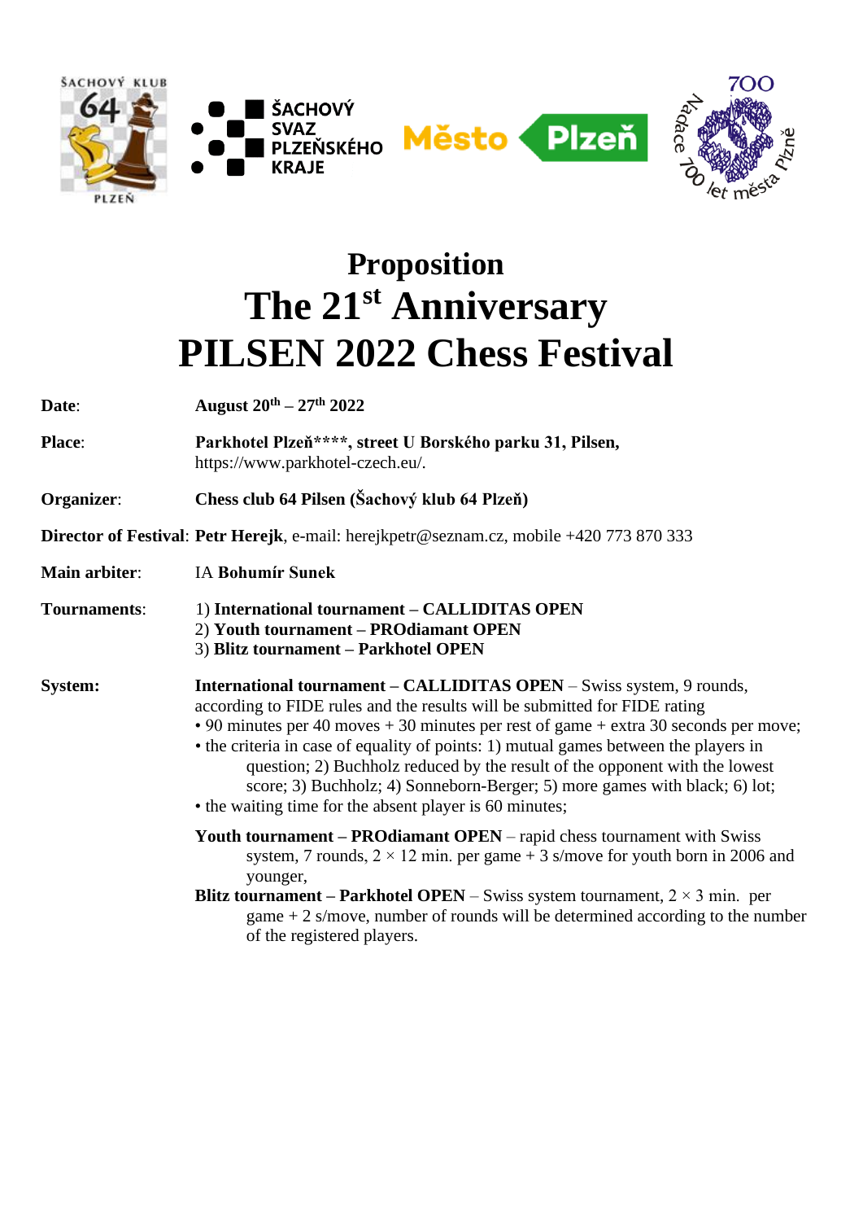# Proposition
# The 21st Anniversary
# PILSEN 2022 Chess Festival

**Date**: **August 20th – 27th 2022**

**Place**: **Parkhotel Plzeň\*\*\*\*, street U Borského parku 31, Pilsen,** https://www.parkhotel-czech.eu/.

**Organizer**: **Chess club 64 Pilsen (Šachový klub 64 Plzeň)**

**Director of Festival**: **Petr Herejk**, e-mail: herejkpetr@seznam.cz, mobile +420 773 870 333

**Main arbiter**: IA **Bohumír Sunek**

**Tournaments**:

1) **International tournament – CALLIDITAS OPEN**
2) **Youth tournament – PROdiamant OPEN**
3) **Blitz tournament – Parkhotel OPEN**

**System:**

**International tournament – CALLIDITAS OPEN** – Swiss system, 9 rounds, according to FIDE rules and the results will be submitted for FIDE rating

- 90 minutes per 40 moves + 30 minutes per rest of game + extra 30 seconds per move;
- the criteria in case of equality of points: 1) mutual games between the players in question; 2) Buchholz reduced by the result of the opponent with the lowest score; 3) Buchholz; 4) Sonneborn-Berger; 5) more games with black; 6) lot;
- the waiting time for the absent player is 60 minutes;

**Youth tournament – PROdiamant OPEN** – rapid chess tournament with Swiss system, 7 rounds, 2 × 12 min. per game + 3 s/move for youth born in 2006 and younger,

**Blitz tournament – Parkhotel OPEN** – Swiss system tournament, 2 × 3 min. per game + 2 s/move, number of rounds will be determined according to the number of the registered players.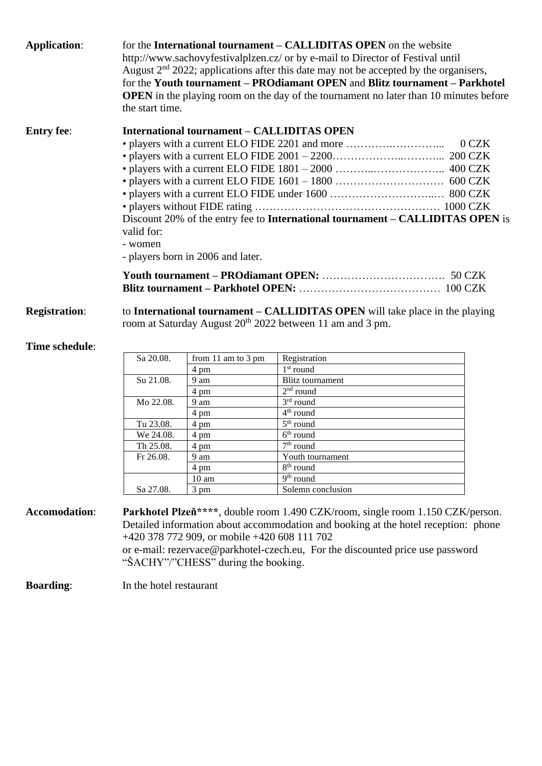**Application**: for the **International tournament – CALLIDITAS OPEN** on the website http://www.sachovyfestivalplzen.cz/ or by e-mail to Director of Festival until August 2nd 2022; applications after this date may not be accepted by the organisers, for the **Youth tournament – PROdiamant OPEN** and **Blitz tournament – Parkhotel OPEN** in the playing room on the day of the tournament no later than 10 minutes before the start time.

**Entry fee**: **International tournament – CALLIDITAS OPEN**

- players with a current ELO FIDE 2201 and more …………..………….. 0 CZK
- players with a current ELO FIDE 2001 – 2200……………….……….. 200 CZK
- players with a current ELO FIDE 1801 – 2000 ………..……………….. 400 CZK
- players with a current ELO FIDE 1601 – 1800 ………………………… 600 CZK
- players with a current ELO FIDE under 1600 ……………………..… 800 CZK
- players without FIDE rating …………………………………………… 1000 CZK

Discount 20% of the entry fee to **International tournament – CALLIDITAS OPEN** is valid for:
- women
- players born in 2006 and later.

**Youth tournament – PROdiamant OPEN:** ……………………………. 50 CZK
**Blitz tournament – Parkhotel OPEN:** ………………………………… 100 CZK

**Registration**: to **International tournament – CALLIDITAS OPEN** will take place in the playing room at Saturday August 20th 2022 between 11 am and 3 pm.

**Time schedule**:

| Date | Time | Event |
|---|---|---|
| Sa 20.08. | from 11 am to 3 pm | Registration |
| | 4 pm | 1st round |
| Su 21.08. | 9 am | Blitz tournament |
| | 4 pm | 2nd round |
| Mo 22.08. | 9 am | 3rd round |
| | 4 pm | 4th round |
| Tu 23.08. | 4 pm | 5th round |
| We 24.08. | 4 pm | 6th round |
| Th 25.08. | 4 pm | 7th round |
| Fr 26.08. | 9 am | Youth tournament |
| | 4 pm | 8th round |
| Sa 27.08. | 10 am | 9th round |
| | 3 pm | Solemn conclusion |

**Accomodation**: **Parkhotel Plzeň\*\*\*\***, double room 1.490 CZK/room, single room 1.150 CZK/person. Detailed information about accommodation and booking at the hotel reception: phone +420 378 772 909, or mobile +420 608 111 702
or e-mail: rezervace@parkhotel-czech.eu, For the discounted price use password "ŠACHY"/"CHESS" during the booking.

**Boarding**: In the hotel restaurant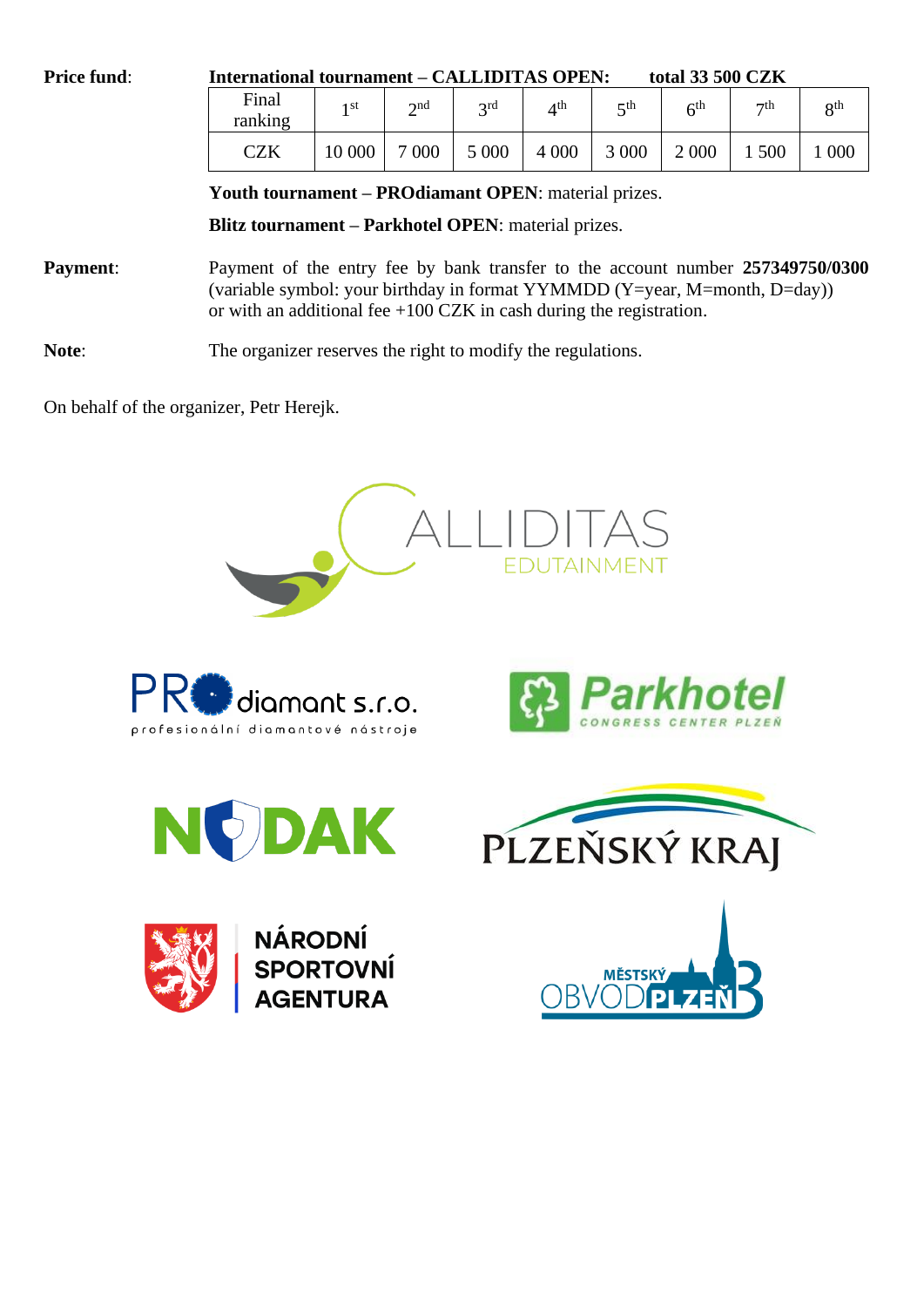**Price fund**: **International tournament – CALLIDITAS OPEN: total 33 500 CZK**

| Final ranking | 1st | 2nd | 3rd | 4th | 5th | 6th | 7th | 8th |
|---|---|---|---|---|---|---|---|---|
| CZK | 10 000 | 7 000 | 5 000 | 4 000 | 3 000 | 2 000 | 1 500 | 1 000 |

**Youth tournament – PROdiamant OPEN**: material prizes.

**Blitz tournament – Parkhotel OPEN**: material prizes.

**Payment**: Payment of the entry fee by bank transfer to the account number **257349750/0300** (variable symbol: your birthday in format YYMMDD (Y=year, M=month, D=day)) or with an additional fee +100 CZK in cash during the registration.

**Note**: The organizer reserves the right to modify the regulations.

On behalf of the organizer, Petr Herejk.

CALLIDITAS EDUTAINMENT

PRO diamant s.r.o. profesionální diamantové nástroje

Parkhotel CONGRESS CENTER PLZEŇ

NODAK

PLZEŇSKÝ KRAJ

NÁRODNÍ SPORTOVNÍ AGENTURA

MĚSTSKÝ OBVOD PLZEŇ 3